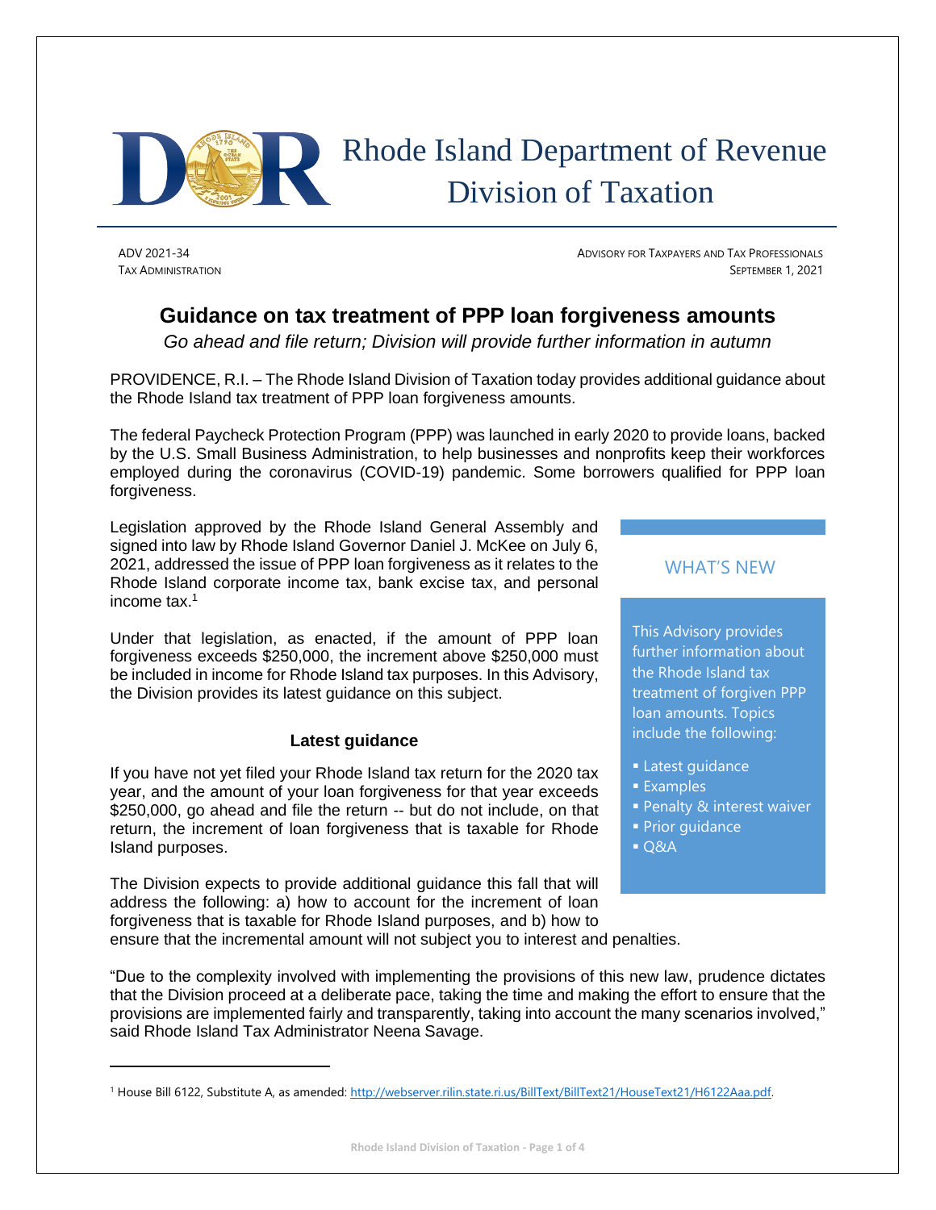# Rhode Island Department of Revenue
# Division of Taxation

ADV 2021-34
TAX ADMINISTRATION

ADVISORY FOR TAXPAYERS AND TAX PROFESSIONALS
SEPTEMBER 1, 2021

## Guidance on tax treatment of PPP loan forgiveness amounts

*Go ahead and file return; Division will provide further information in autumn*

PROVIDENCE, R.I. – The Rhode Island Division of Taxation today provides additional guidance about the Rhode Island tax treatment of PPP loan forgiveness amounts.

The federal Paycheck Protection Program (PPP) was launched in early 2020 to provide loans, backed by the U.S. Small Business Administration, to help businesses and nonprofits keep their workforces employed during the coronavirus (COVID-19) pandemic. Some borrowers qualified for PPP loan forgiveness.

Legislation approved by the Rhode Island General Assembly and signed into law by Rhode Island Governor Daniel J. McKee on July 6, 2021, addressed the issue of PPP loan forgiveness as it relates to the Rhode Island corporate income tax, bank excise tax, and personal income tax.[1]

Under that legislation, as enacted, if the amount of PPP loan forgiveness exceeds $250,000, the increment above $250,000 must be included in income for Rhode Island tax purposes. In this Advisory, the Division provides its latest guidance on this subject.

> **WHAT'S NEW**
>
> This Advisory provides further information about the Rhode Island tax treatment of forgiven PPP loan amounts. Topics include the following:
>
> - Latest guidance
> - Examples
> - Penalty & interest waiver
> - Prior guidance
> - Q&A

### Latest guidance

If you have not yet filed your Rhode Island tax return for the 2020 tax year, and the amount of your loan forgiveness for that year exceeds $250,000, go ahead and file the return -- but do not include, on that return, the increment of loan forgiveness that is taxable for Rhode Island purposes.

The Division expects to provide additional guidance this fall that will address the following: a) how to account for the increment of loan forgiveness that is taxable for Rhode Island purposes, and b) how to ensure that the incremental amount will not subject you to interest and penalties.

"Due to the complexity involved with implementing the provisions of this new law, prudence dictates that the Division proceed at a deliberate pace, taking the time and making the effort to ensure that the provisions are implemented fairly and transparently, taking into account the many scenarios involved," said Rhode Island Tax Administrator Neena Savage.

---

[1] House Bill 6122, Substitute A, as amended: http://webserver.rilin.state.ri.us/BillText/BillText21/HouseText21/H6122Aaa.pdf.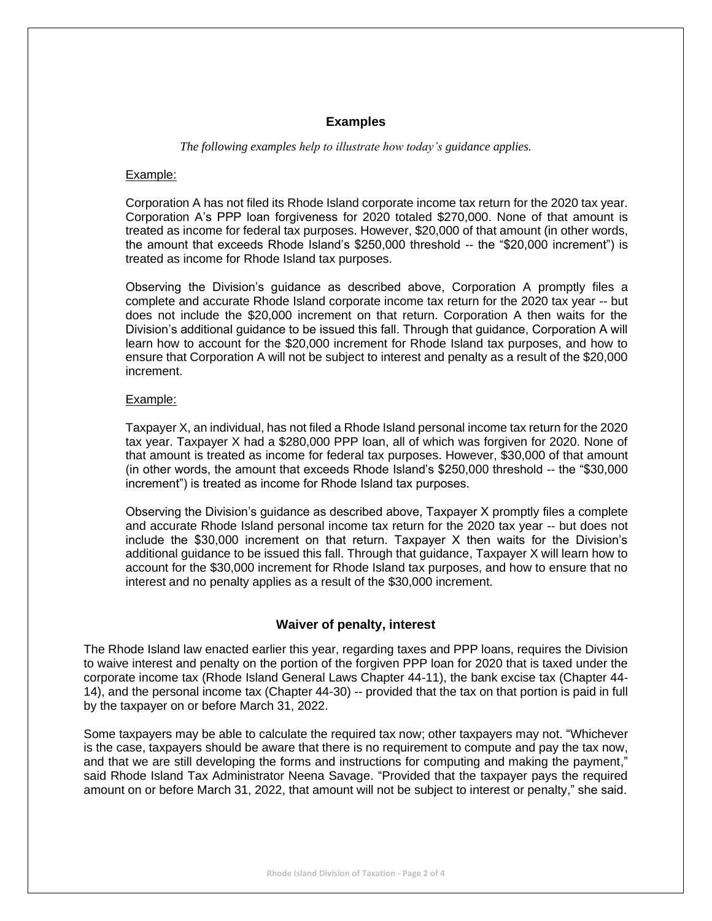## Examples

*The following examples help to illustrate how today's guidance applies.*

Example:

Corporation A has not filed its Rhode Island corporate income tax return for the 2020 tax year. Corporation A's PPP loan forgiveness for 2020 totaled $270,000. None of that amount is treated as income for federal tax purposes. However, $20,000 of that amount (in other words, the amount that exceeds Rhode Island's $250,000 threshold -- the "$20,000 increment") is treated as income for Rhode Island tax purposes.

Observing the Division's guidance as described above, Corporation A promptly files a complete and accurate Rhode Island corporate income tax return for the 2020 tax year -- but does not include the $20,000 increment on that return. Corporation A then waits for the Division's additional guidance to be issued this fall. Through that guidance, Corporation A will learn how to account for the $20,000 increment for Rhode Island tax purposes, and how to ensure that Corporation A will not be subject to interest and penalty as a result of the $20,000 increment.

Example:

Taxpayer X, an individual, has not filed a Rhode Island personal income tax return for the 2020 tax year. Taxpayer X had a $280,000 PPP loan, all of which was forgiven for 2020. None of that amount is treated as income for federal tax purposes. However, $30,000 of that amount (in other words, the amount that exceeds Rhode Island's $250,000 threshold -- the "$30,000 increment") is treated as income for Rhode Island tax purposes.

Observing the Division's guidance as described above, Taxpayer X promptly files a complete and accurate Rhode Island personal income tax return for the 2020 tax year -- but does not include the $30,000 increment on that return. Taxpayer X then waits for the Division's additional guidance to be issued this fall. Through that guidance, Taxpayer X will learn how to account for the $30,000 increment for Rhode Island tax purposes, and how to ensure that no interest and no penalty applies as a result of the $30,000 increment.

## Waiver of penalty, interest

The Rhode Island law enacted earlier this year, regarding taxes and PPP loans, requires the Division to waive interest and penalty on the portion of the forgiven PPP loan for 2020 that is taxed under the corporate income tax (Rhode Island General Laws Chapter 44-11), the bank excise tax (Chapter 44-14), and the personal income tax (Chapter 44-30) -- provided that the tax on that portion is paid in full by the taxpayer on or before March 31, 2022.

Some taxpayers may be able to calculate the required tax now; other taxpayers may not. "Whichever is the case, taxpayers should be aware that there is no requirement to compute and pay the tax now, and that we are still developing the forms and instructions for computing and making the payment," said Rhode Island Tax Administrator Neena Savage. "Provided that the taxpayer pays the required amount on or before March 31, 2022, that amount will not be subject to interest or penalty," she said.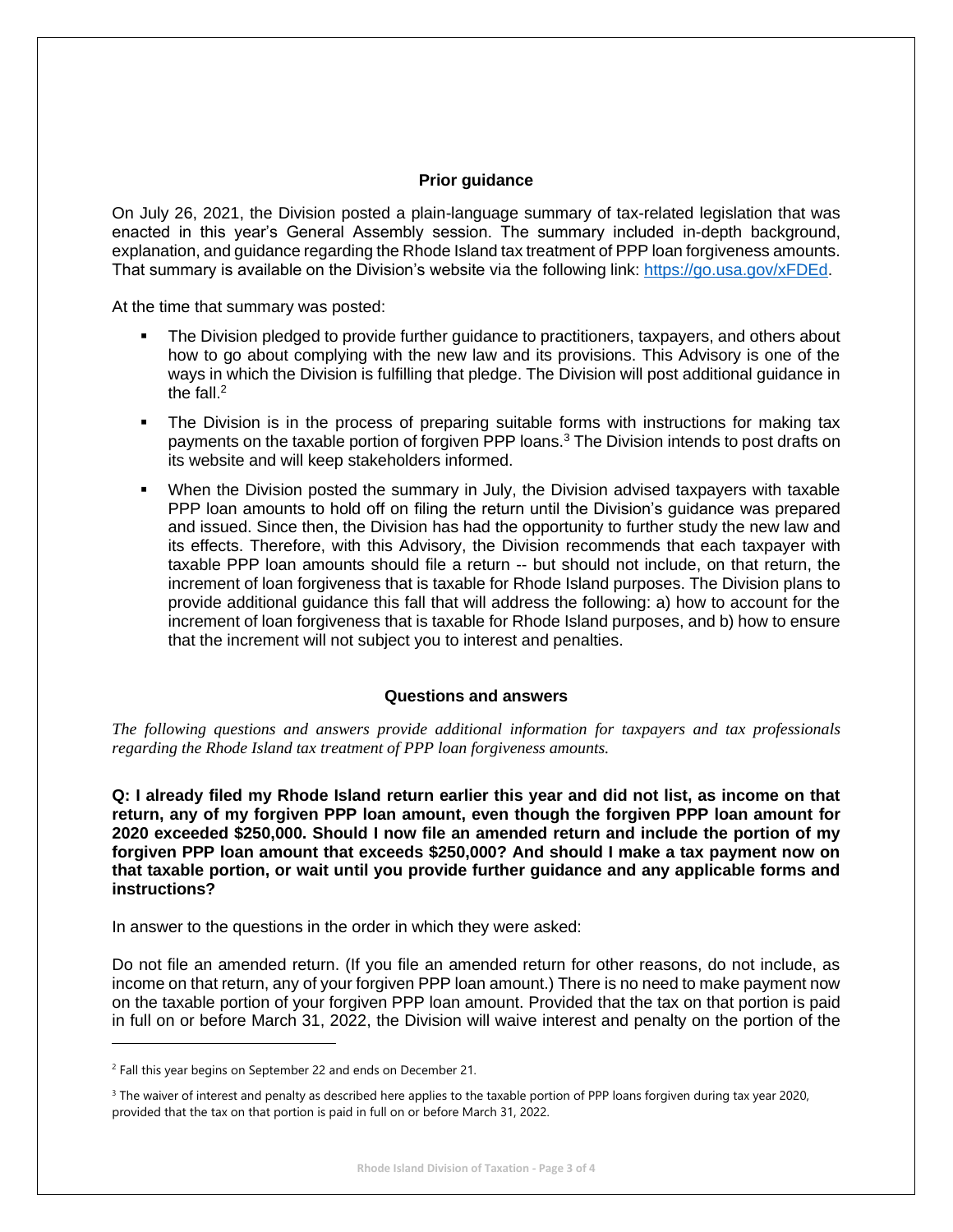### Prior guidance

On July 26, 2021, the Division posted a plain-language summary of tax-related legislation that was enacted in this year's General Assembly session. The summary included in-depth background, explanation, and guidance regarding the Rhode Island tax treatment of PPP loan forgiveness amounts. That summary is available on the Division's website via the following link: https://go.usa.gov/xFDEd.

At the time that summary was posted:

- The Division pledged to provide further guidance to practitioners, taxpayers, and others about how to go about complying with the new law and its provisions. This Advisory is one of the ways in which the Division is fulfilling that pledge. The Division will post additional guidance in the fall.[2]
- The Division is in the process of preparing suitable forms with instructions for making tax payments on the taxable portion of forgiven PPP loans.[3] The Division intends to post drafts on its website and will keep stakeholders informed.
- When the Division posted the summary in July, the Division advised taxpayers with taxable PPP loan amounts to hold off on filing the return until the Division's guidance was prepared and issued. Since then, the Division has had the opportunity to further study the new law and its effects. Therefore, with this Advisory, the Division recommends that each taxpayer with taxable PPP loan amounts should file a return -- but should not include, on that return, the increment of loan forgiveness that is taxable for Rhode Island purposes. The Division plans to provide additional guidance this fall that will address the following: a) how to account for the increment of loan forgiveness that is taxable for Rhode Island purposes, and b) how to ensure that the increment will not subject you to interest and penalties.

### Questions and answers

*The following questions and answers provide additional information for taxpayers and tax professionals regarding the Rhode Island tax treatment of PPP loan forgiveness amounts.*

**Q: I already filed my Rhode Island return earlier this year and did not list, as income on that return, any of my forgiven PPP loan amount, even though the forgiven PPP loan amount for 2020 exceeded $250,000. Should I now file an amended return and include the portion of my forgiven PPP loan amount that exceeds $250,000? And should I make a tax payment now on that taxable portion, or wait until you provide further guidance and any applicable forms and instructions?**

In answer to the questions in the order in which they were asked:

Do not file an amended return. (If you file an amended return for other reasons, do not include, as income on that return, any of your forgiven PPP loan amount.) There is no need to make payment now on the taxable portion of your forgiven PPP loan amount. Provided that the tax on that portion is paid in full on or before March 31, 2022, the Division will waive interest and penalty on the portion of the

[2] Fall this year begins on September 22 and ends on December 21.

[3] The waiver of interest and penalty as described here applies to the taxable portion of PPP loans forgiven during tax year 2020, provided that the tax on that portion is paid in full on or before March 31, 2022.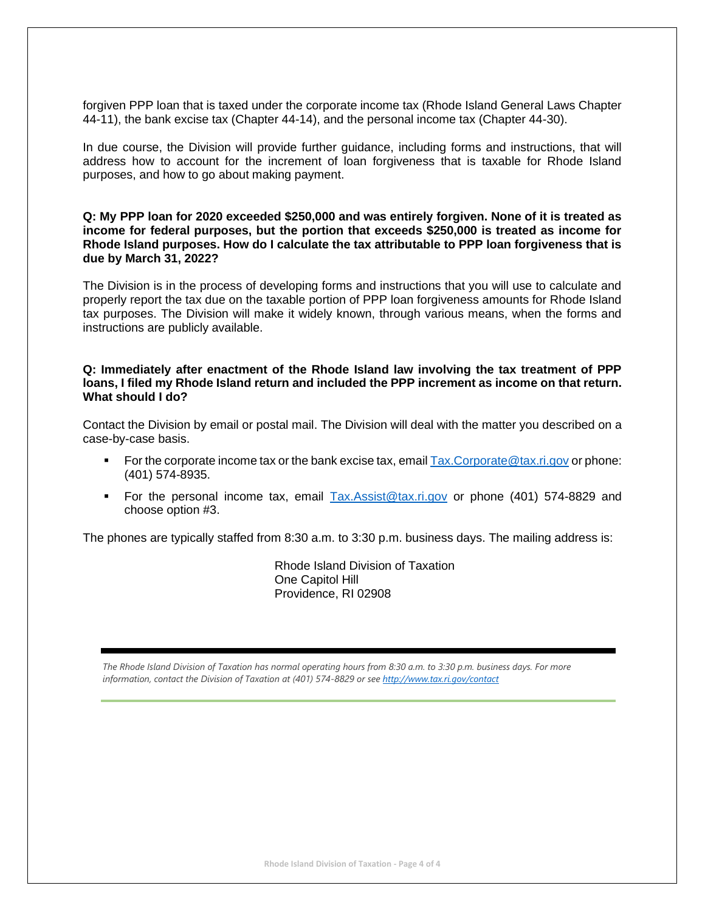forgiven PPP loan that is taxed under the corporate income tax (Rhode Island General Laws Chapter 44-11), the bank excise tax (Chapter 44-14), and the personal income tax (Chapter 44-30).

In due course, the Division will provide further guidance, including forms and instructions, that will address how to account for the increment of loan forgiveness that is taxable for Rhode Island purposes, and how to go about making payment.

**Q: My PPP loan for 2020 exceeded $250,000 and was entirely forgiven. None of it is treated as income for federal purposes, but the portion that exceeds $250,000 is treated as income for Rhode Island purposes. How do I calculate the tax attributable to PPP loan forgiveness that is due by March 31, 2022?**

The Division is in the process of developing forms and instructions that you will use to calculate and properly report the tax due on the taxable portion of PPP loan forgiveness amounts for Rhode Island tax purposes. The Division will make it widely known, through various means, when the forms and instructions are publicly available.

**Q: Immediately after enactment of the Rhode Island law involving the tax treatment of PPP loans, I filed my Rhode Island return and included the PPP increment as income on that return. What should I do?**

Contact the Division by email or postal mail. The Division will deal with the matter you described on a case-by-case basis.

- For the corporate income tax or the bank excise tax, email [Tax.Corporate@tax.ri.gov](mailto:Tax.Corporate@tax.ri.gov) or phone: (401) 574-8935.
- For the personal income tax, email [Tax.Assist@tax.ri.gov](mailto:Tax.Assist@tax.ri.gov) or phone (401) 574-8829 and choose option #3.

The phones are typically staffed from 8:30 a.m. to 3:30 p.m. business days. The mailing address is:

Rhode Island Division of Taxation
One Capitol Hill
Providence, RI 02908

---

*The Rhode Island Division of Taxation has normal operating hours from 8:30 a.m. to 3:30 p.m. business days. For more information, contact the Division of Taxation at (401) 574-8829 or see [http://www.tax.ri.gov/contact](http://www.tax.ri.gov/contact)*